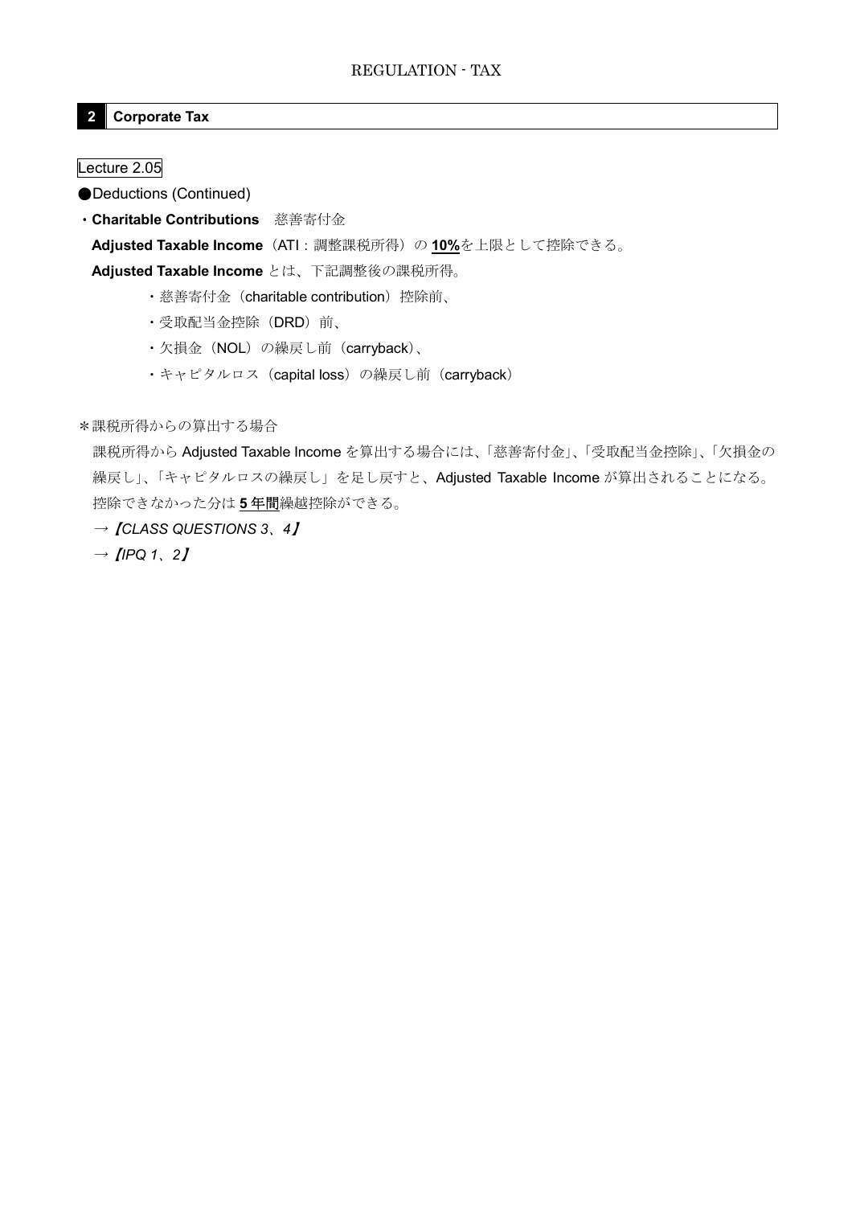## 2 Corporate Tax

Lecture 2.05

●Deductions (Continued)

・**Charitable Contributions**　慈善寄付金

**Adjusted Taxable Income**（ATI：調整課税所得）の **10%**を上限として控除できる。

**Adjusted Taxable Income** とは、下記調整後の課税所得。

- 慈善寄付金（charitable contribution）控除前、
- 受取配当金控除（DRD）前、
- 欠損金（NOL）の繰戻し前（carryback）、
- キャピタルロス（capital loss）の繰戻し前（carryback）

＊課税所得からの算出する場合

課税所得から Adjusted Taxable Income を算出する場合には、「慈善寄付金」、「受取配当金控除」、「欠損金の繰戻し」、「キャピタルロスの繰戻し」を足し戻すと、Adjusted Taxable Income が算出されることになる。

控除できなかった分は **5 年間**繰越控除ができる。

→*【CLASS QUESTIONS 3、4】*

→*【IPQ 1、2】*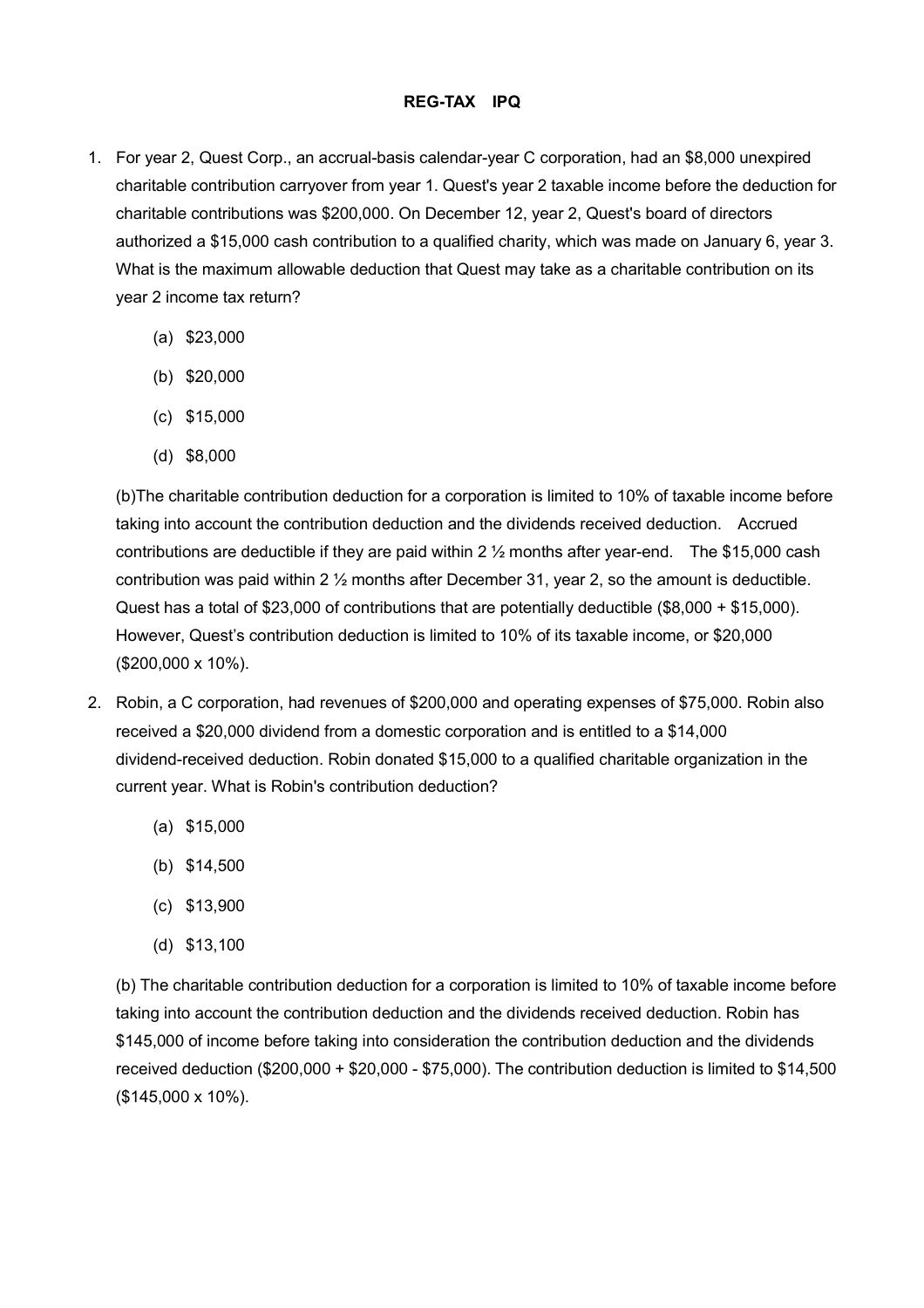# REG-TAX IPQ

1. For year 2, Quest Corp., an accrual-basis calendar-year C corporation, had an $8,000 unexpired charitable contribution carryover from year 1. Quest's year 2 taxable income before the deduction for charitable contributions was $200,000. On December 12, year 2, Quest's board of directors authorized a $15,000 cash contribution to a qualified charity, which was made on January 6, year 3. What is the maximum allowable deduction that Quest may take as a charitable contribution on its year 2 income tax return?

   (a) $23,000

   (b) $20,000

   (c) $15,000

   (d) $8,000

   (b)The charitable contribution deduction for a corporation is limited to 10% of taxable income before taking into account the contribution deduction and the dividends received deduction. Accrued contributions are deductible if they are paid within 2 ½ months after year-end. The $15,000 cash contribution was paid within 2 ½ months after December 31, year 2, so the amount is deductible. Quest has a total of $23,000 of contributions that are potentially deductible ($8,000 + $15,000). However, Quest's contribution deduction is limited to 10% of its taxable income, or $20,000 ($200,000 x 10%).

2. Robin, a C corporation, had revenues of $200,000 and operating expenses of $75,000. Robin also received a $20,000 dividend from a domestic corporation and is entitled to a $14,000 dividend-received deduction. Robin donated $15,000 to a qualified charitable organization in the current year. What is Robin's contribution deduction?

   (a) $15,000

   (b) $14,500

   (c) $13,900

   (d) $13,100

   (b) The charitable contribution deduction for a corporation is limited to 10% of taxable income before taking into account the contribution deduction and the dividends received deduction. Robin has $145,000 of income before taking into consideration the contribution deduction and the dividends received deduction ($200,000 + $20,000 - $75,000). The contribution deduction is limited to $14,500 ($145,000 x 10%).